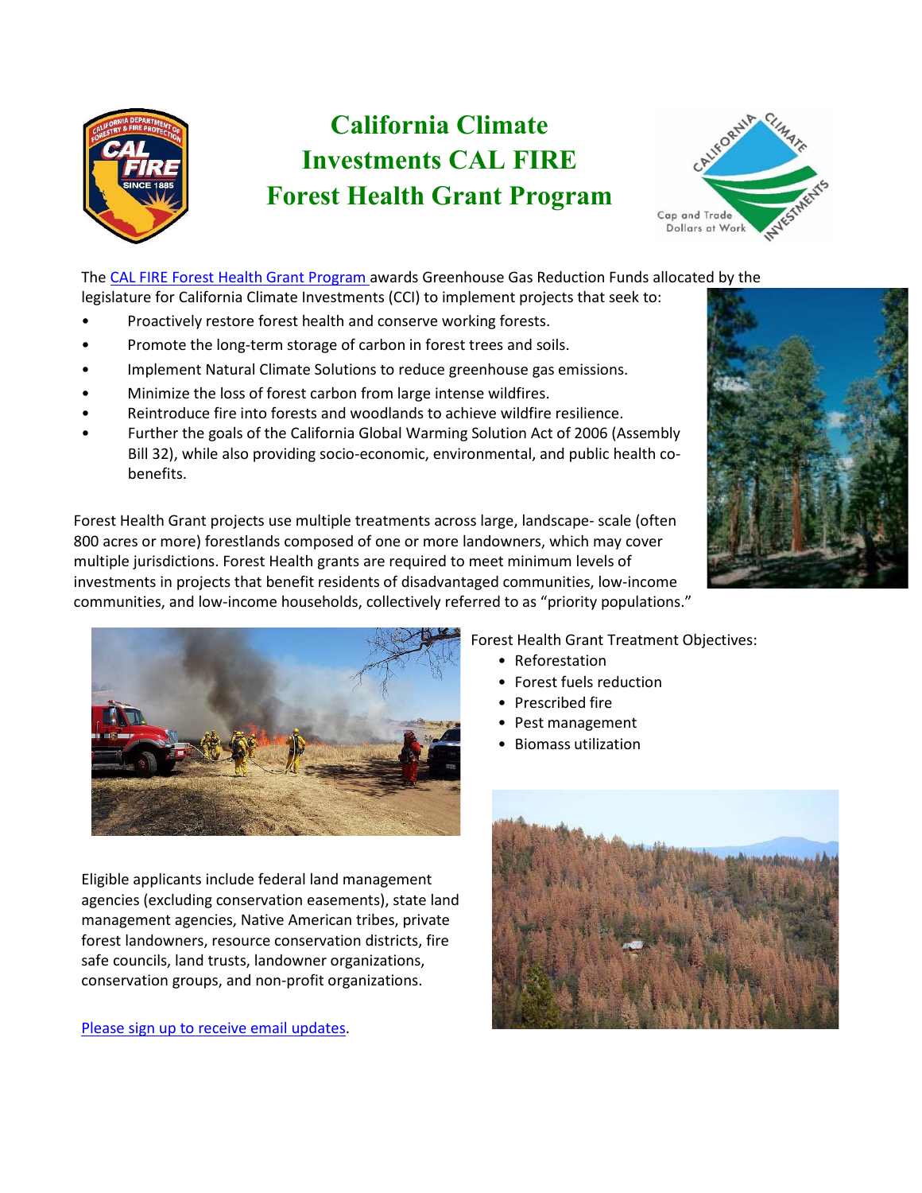# California Climate Investments CAL FIRE Forest Health Grant Program

The [CAL FIRE Forest Health Grant Program](#) awards Greenhouse Gas Reduction Funds allocated by the legislature for California Climate Investments (CCI) to implement projects that seek to:

- Proactively restore forest health and conserve working forests.
- Promote the long-term storage of carbon in forest trees and soils.
- Implement Natural Climate Solutions to reduce greenhouse gas emissions.
- Minimize the loss of forest carbon from large intense wildfires.
- Reintroduce fire into forests and woodlands to achieve wildfire resilience.
- Further the goals of the California Global Warming Solution Act of 2006 (Assembly Bill 32), while also providing socio-economic, environmental, and public health co-benefits.

Forest Health Grant projects use multiple treatments across large, landscape- scale (often 800 acres or more) forestlands composed of one or more landowners, which may cover multiple jurisdictions. Forest Health grants are required to meet minimum levels of investments in projects that benefit residents of disadvantaged communities, low-income communities, and low-income households, collectively referred to as "priority populations."

Forest Health Grant Treatment Objectives:

- Reforestation
- Forest fuels reduction
- Prescribed fire
- Pest management
- Biomass utilization

Eligible applicants include federal land management agencies (excluding conservation easements), state land management agencies, Native American tribes, private forest landowners, resource conservation districts, fire safe councils, land trusts, landowner organizations, conservation groups, and non-profit organizations.

[Please sign up to receive email updates](#).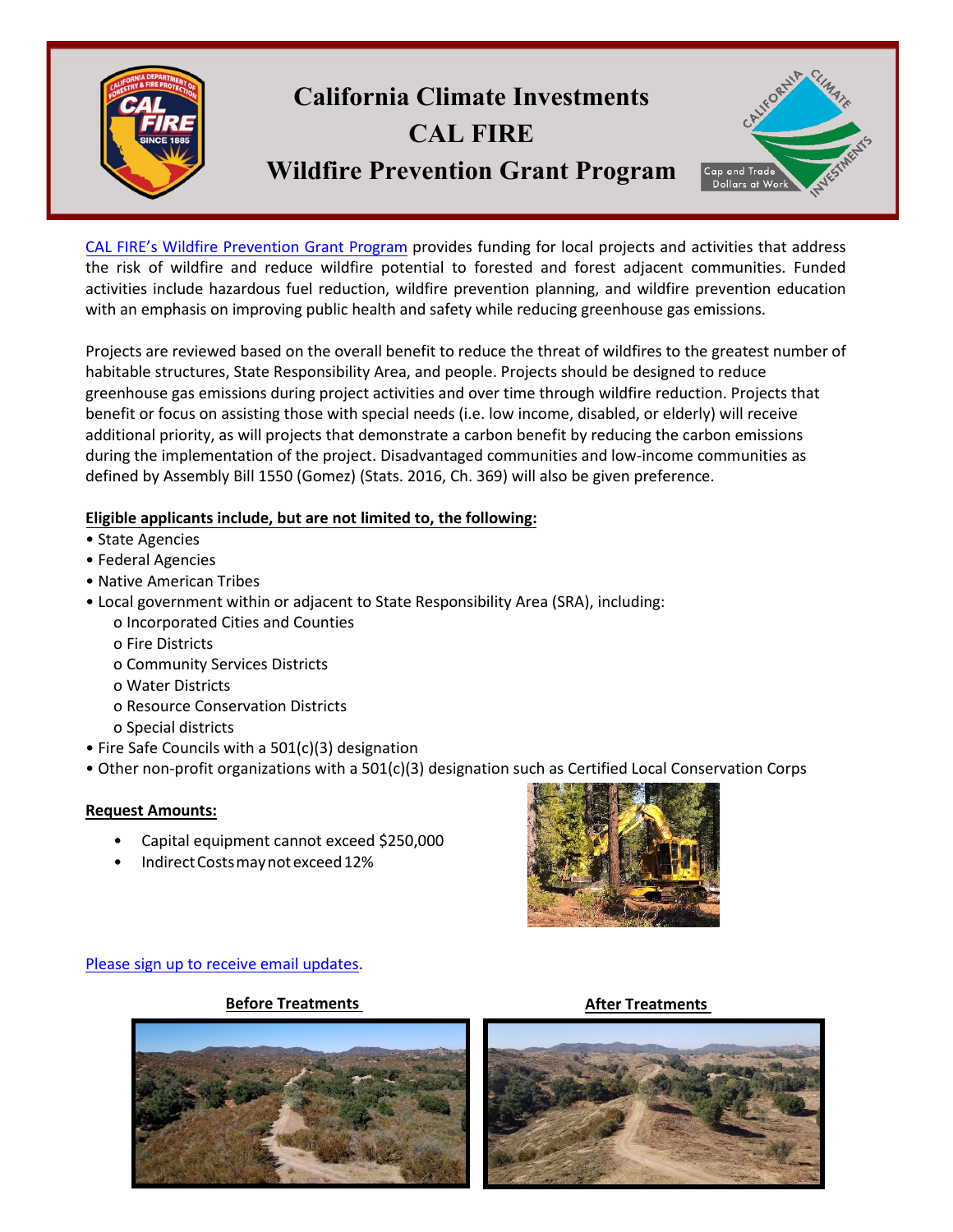# California Climate Investments
# CAL FIRE
# Wildfire Prevention Grant Program

CAL FIRE's Wildfire Prevention Grant Program provides funding for local projects and activities that address the risk of wildfire and reduce wildfire potential to forested and forest adjacent communities. Funded activities include hazardous fuel reduction, wildfire prevention planning, and wildfire prevention education with an emphasis on improving public health and safety while reducing greenhouse gas emissions.

Projects are reviewed based on the overall benefit to reduce the threat of wildfires to the greatest number of habitable structures, State Responsibility Area, and people. Projects should be designed to reduce greenhouse gas emissions during project activities and over time through wildfire reduction. Projects that benefit or focus on assisting those with special needs (i.e. low income, disabled, or elderly) will receive additional priority, as will projects that demonstrate a carbon benefit by reducing the carbon emissions during the implementation of the project. Disadvantaged communities and low-income communities as defined by Assembly Bill 1550 (Gomez) (Stats. 2016, Ch. 369) will also be given preference.

**Eligible applicants include, but are not limited to, the following:**

- State Agencies
- Federal Agencies
- Native American Tribes
- Local government within or adjacent to State Responsibility Area (SRA), including:
  - Incorporated Cities and Counties
  - Fire Districts
  - Community Services Districts
  - Water Districts
  - Resource Conservation Districts
  - Special districts
- Fire Safe Councils with a 501(c)(3) designation
- Other non-profit organizations with a 501(c)(3) designation such as Certified Local Conservation Corps

**Request Amounts:**

- Capital equipment cannot exceed $250,000
- Indirect Costs may not exceed 12%

Please sign up to receive email updates.

**Before Treatments**

**After Treatments**